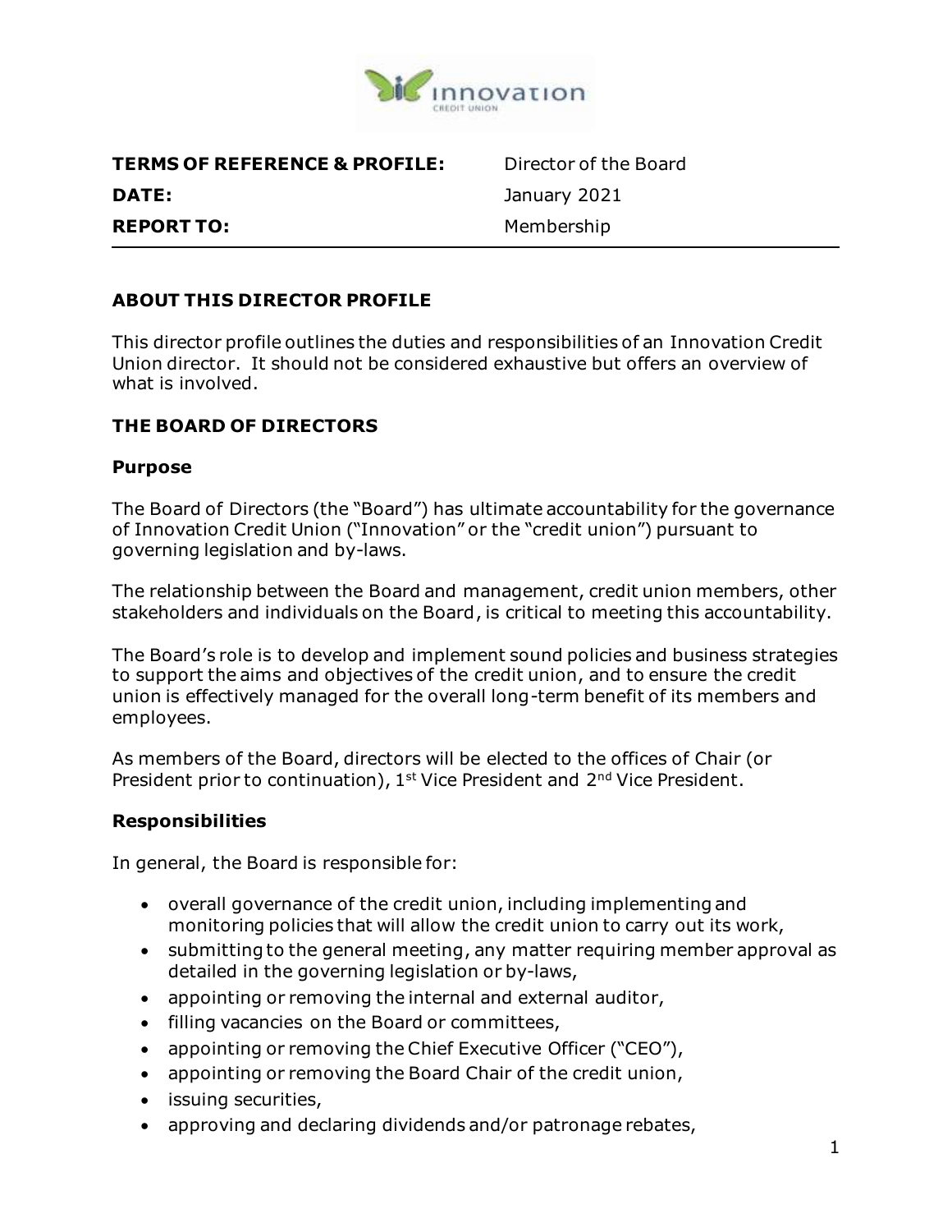| | |
|---|---|
| **TERMS OF REFERENCE & PROFILE:** | Director of the Board |
| **DATE:** | January 2021 |
| **REPORT TO:** | Membership |

## ABOUT THIS DIRECTOR PROFILE

This director profile outlines the duties and responsibilities of an Innovation Credit Union director. It should not be considered exhaustive but offers an overview of what is involved.

## THE BOARD OF DIRECTORS

### Purpose

The Board of Directors (the "Board") has ultimate accountability for the governance of Innovation Credit Union ("Innovation" or the "credit union") pursuant to governing legislation and by-laws.

The relationship between the Board and management, credit union members, other stakeholders and individuals on the Board, is critical to meeting this accountability.

The Board's role is to develop and implement sound policies and business strategies to support the aims and objectives of the credit union, and to ensure the credit union is effectively managed for the overall long-term benefit of its members and employees.

As members of the Board, directors will be elected to the offices of Chair (or President prior to continuation), 1st Vice President and 2nd Vice President.

### Responsibilities

In general, the Board is responsible for:

- overall governance of the credit union, including implementing and monitoring policies that will allow the credit union to carry out its work,
- submitting to the general meeting, any matter requiring member approval as detailed in the governing legislation or by-laws,
- appointing or removing the internal and external auditor,
- filling vacancies on the Board or committees,
- appointing or removing the Chief Executive Officer ("CEO"),
- appointing or removing the Board Chair of the credit union,
- issuing securities,
- approving and declaring dividends and/or patronage rebates,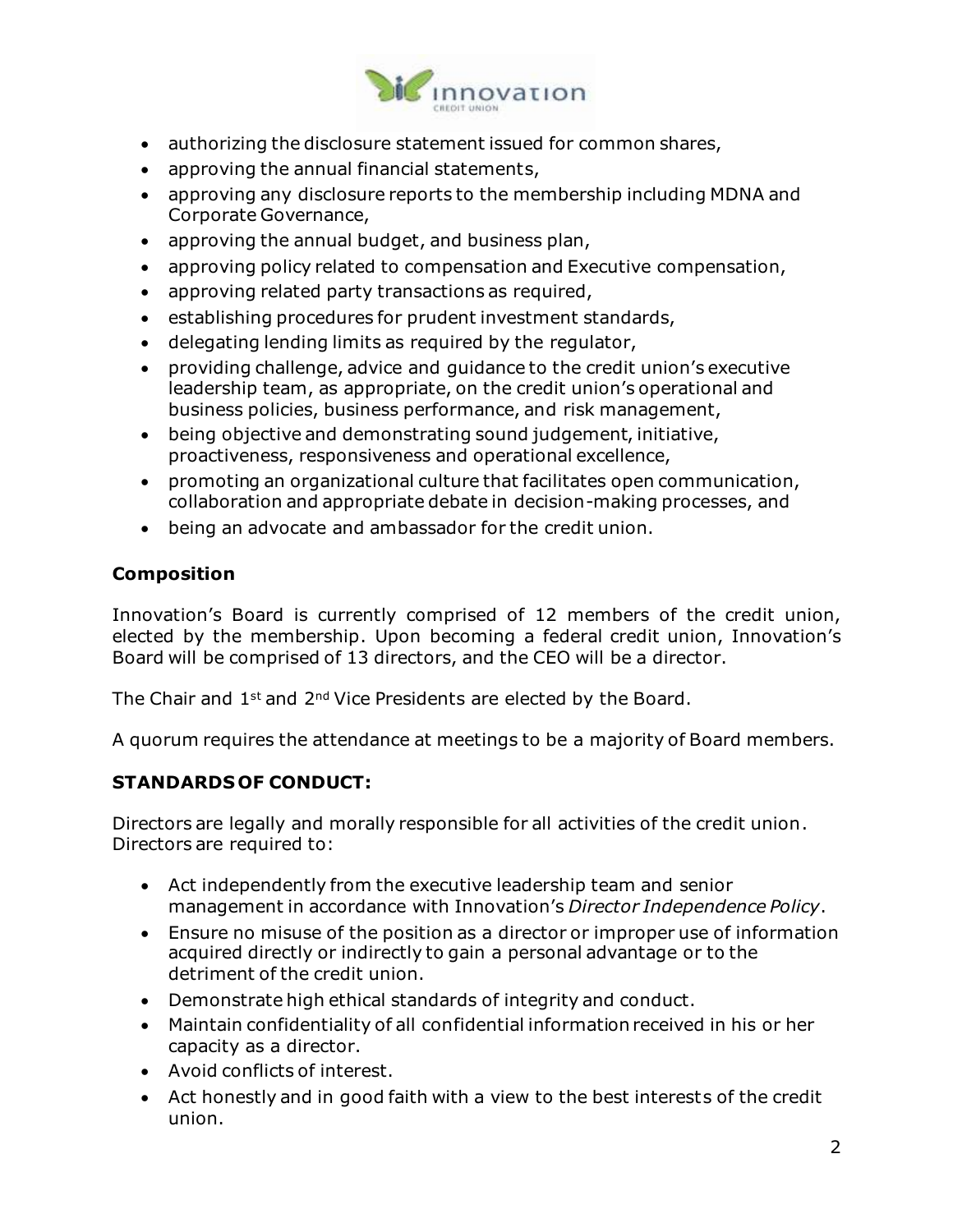- authorizing the disclosure statement issued for common shares,
- approving the annual financial statements,
- approving any disclosure reports to the membership including MDNA and Corporate Governance,
- approving the annual budget, and business plan,
- approving policy related to compensation and Executive compensation,
- approving related party transactions as required,
- establishing procedures for prudent investment standards,
- delegating lending limits as required by the regulator,
- providing challenge, advice and guidance to the credit union's executive leadership team, as appropriate, on the credit union's operational and business policies, business performance, and risk management,
- being objective and demonstrating sound judgement, initiative, proactiveness, responsiveness and operational excellence,
- promoting an organizational culture that facilitates open communication, collaboration and appropriate debate in decision-making processes, and
- being an advocate and ambassador for the credit union.

## Composition

Innovation's Board is currently comprised of 12 members of the credit union, elected by the membership. Upon becoming a federal credit union, Innovation's Board will be comprised of 13 directors, and the CEO will be a director.

The Chair and 1st and 2nd Vice Presidents are elected by the Board.

A quorum requires the attendance at meetings to be a majority of Board members.

## STANDARDS OF CONDUCT:

Directors are legally and morally responsible for all activities of the credit union. Directors are required to:

- Act independently from the executive leadership team and senior management in accordance with Innovation's *Director Independence Policy*.
- Ensure no misuse of the position as a director or improper use of information acquired directly or indirectly to gain a personal advantage or to the detriment of the credit union.
- Demonstrate high ethical standards of integrity and conduct.
- Maintain confidentiality of all confidential information received in his or her capacity as a director.
- Avoid conflicts of interest.
- Act honestly and in good faith with a view to the best interests of the credit union.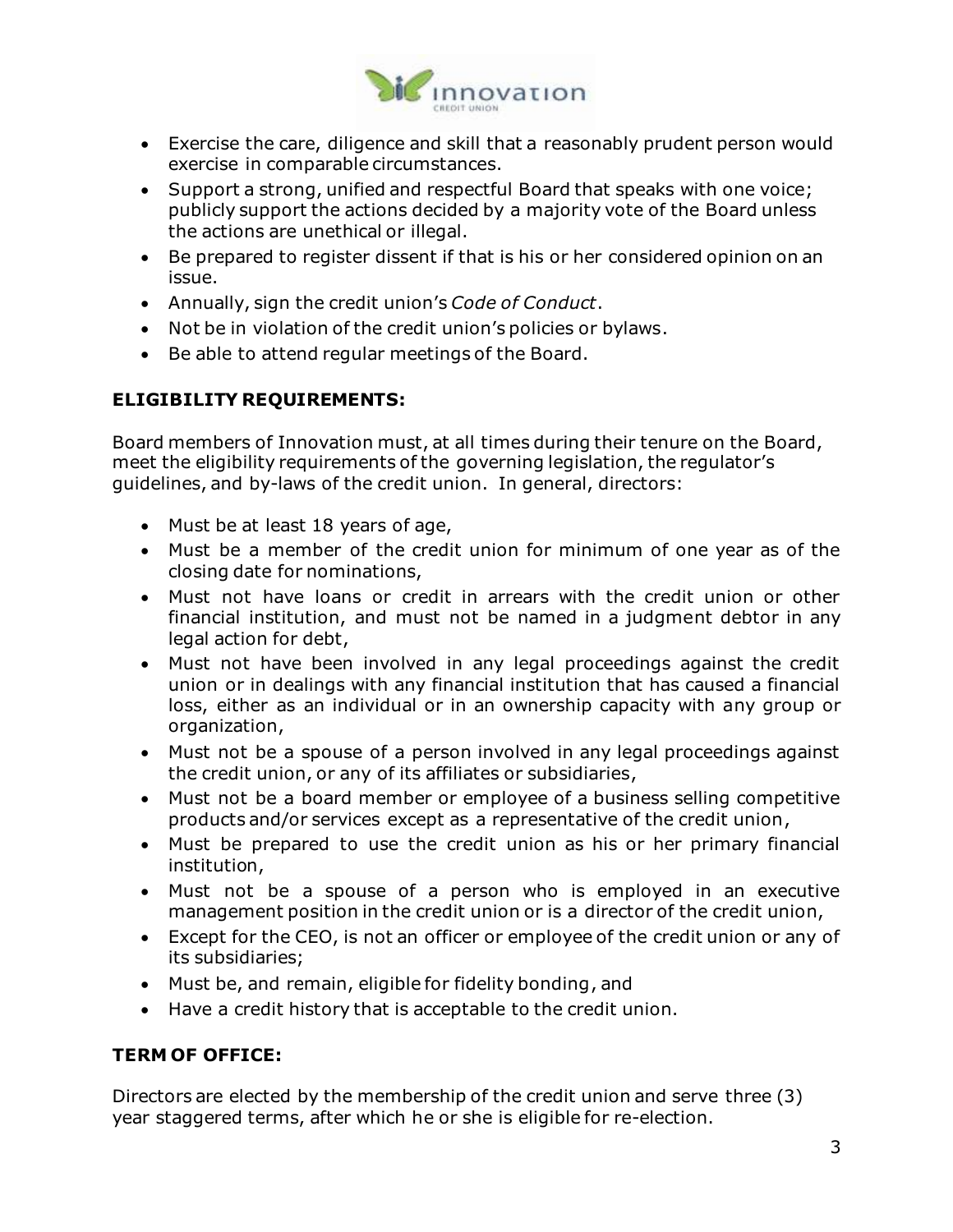- Exercise the care, diligence and skill that a reasonably prudent person would exercise in comparable circumstances.
- Support a strong, unified and respectful Board that speaks with one voice; publicly support the actions decided by a majority vote of the Board unless the actions are unethical or illegal.
- Be prepared to register dissent if that is his or her considered opinion on an issue.
- Annually, sign the credit union's *Code of Conduct*.
- Not be in violation of the credit union's policies or bylaws.
- Be able to attend regular meetings of the Board.

## ELIGIBILITY REQUIREMENTS:

Board members of Innovation must, at all times during their tenure on the Board, meet the eligibility requirements of the governing legislation, the regulator's guidelines, and by-laws of the credit union. In general, directors:

- Must be at least 18 years of age,
- Must be a member of the credit union for minimum of one year as of the closing date for nominations,
- Must not have loans or credit in arrears with the credit union or other financial institution, and must not be named in a judgment debtor in any legal action for debt,
- Must not have been involved in any legal proceedings against the credit union or in dealings with any financial institution that has caused a financial loss, either as an individual or in an ownership capacity with any group or organization,
- Must not be a spouse of a person involved in any legal proceedings against the credit union, or any of its affiliates or subsidiaries,
- Must not be a board member or employee of a business selling competitive products and/or services except as a representative of the credit union,
- Must be prepared to use the credit union as his or her primary financial institution,
- Must not be a spouse of a person who is employed in an executive management position in the credit union or is a director of the credit union,
- Except for the CEO, is not an officer or employee of the credit union or any of its subsidiaries;
- Must be, and remain, eligible for fidelity bonding, and
- Have a credit history that is acceptable to the credit union.

## TERM OF OFFICE:

Directors are elected by the membership of the credit union and serve three (3) year staggered terms, after which he or she is eligible for re-election.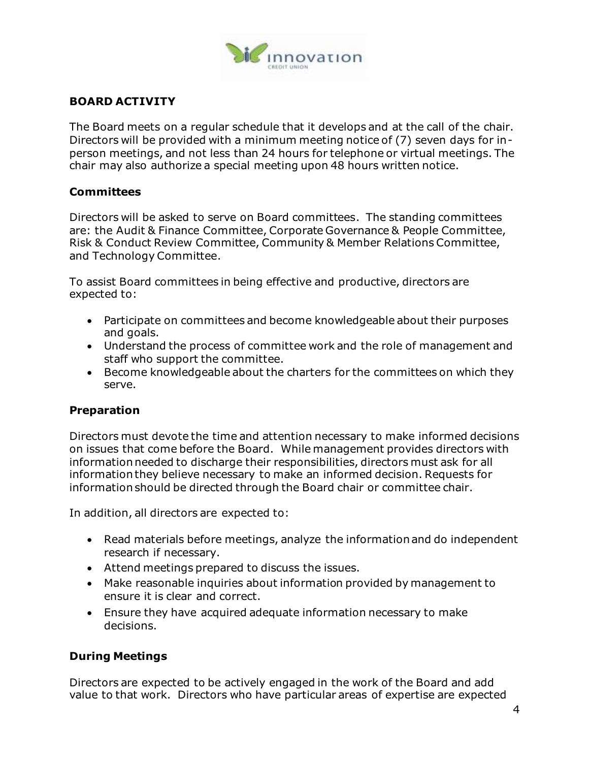## BOARD ACTIVITY

The Board meets on a regular schedule that it develops and at the call of the chair. Directors will be provided with a minimum meeting notice of (7) seven days for in-person meetings, and not less than 24 hours for telephone or virtual meetings. The chair may also authorize a special meeting upon 48 hours written notice.

### Committees

Directors will be asked to serve on Board committees. The standing committees are: the Audit & Finance Committee, Corporate Governance & People Committee, Risk & Conduct Review Committee, Community & Member Relations Committee, and Technology Committee.

To assist Board committees in being effective and productive, directors are expected to:

- Participate on committees and become knowledgeable about their purposes and goals.
- Understand the process of committee work and the role of management and staff who support the committee.
- Become knowledgeable about the charters for the committees on which they serve.

### Preparation

Directors must devote the time and attention necessary to make informed decisions on issues that come before the Board. While management provides directors with information needed to discharge their responsibilities, directors must ask for all information they believe necessary to make an informed decision. Requests for information should be directed through the Board chair or committee chair.

In addition, all directors are expected to:

- Read materials before meetings, analyze the information and do independent research if necessary.
- Attend meetings prepared to discuss the issues.
- Make reasonable inquiries about information provided by management to ensure it is clear and correct.
- Ensure they have acquired adequate information necessary to make decisions.

### During Meetings

Directors are expected to be actively engaged in the work of the Board and add value to that work. Directors who have particular areas of expertise are expected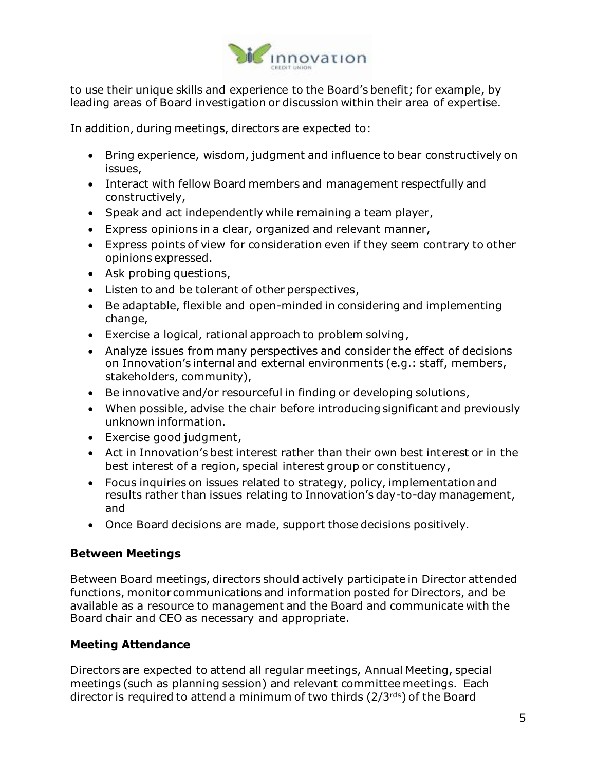to use their unique skills and experience to the Board's benefit; for example, by leading areas of Board investigation or discussion within their area of expertise.

In addition, during meetings, directors are expected to:

- Bring experience, wisdom, judgment and influence to bear constructively on issues,
- Interact with fellow Board members and management respectfully and constructively,
- Speak and act independently while remaining a team player,
- Express opinions in a clear, organized and relevant manner,
- Express points of view for consideration even if they seem contrary to other opinions expressed.
- Ask probing questions,
- Listen to and be tolerant of other perspectives,
- Be adaptable, flexible and open-minded in considering and implementing change,
- Exercise a logical, rational approach to problem solving,
- Analyze issues from many perspectives and consider the effect of decisions on Innovation's internal and external environments (e.g.: staff, members, stakeholders, community),
- Be innovative and/or resourceful in finding or developing solutions,
- When possible, advise the chair before introducing significant and previously unknown information.
- Exercise good judgment,
- Act in Innovation's best interest rather than their own best interest or in the best interest of a region, special interest group or constituency,
- Focus inquiries on issues related to strategy, policy, implementation and results rather than issues relating to Innovation's day-to-day management, and
- Once Board decisions are made, support those decisions positively.

**Between Meetings**

Between Board meetings, directors should actively participate in Director attended functions, monitor communications and information posted for Directors, and be available as a resource to management and the Board and communicate with the Board chair and CEO as necessary and appropriate.

**Meeting Attendance**

Directors are expected to attend all regular meetings, Annual Meeting, special meetings (such as planning session) and relevant committee meetings. Each director is required to attend a minimum of two thirds (2/3rds) of the Board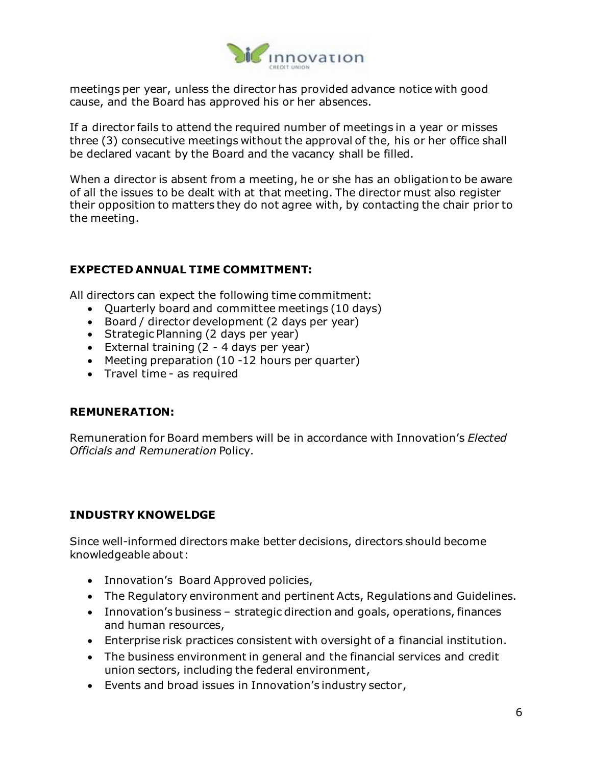meetings per year, unless the director has provided advance notice with good cause, and the Board has approved his or her absences.

If a director fails to attend the required number of meetings in a year or misses three (3) consecutive meetings without the approval of the, his or her office shall be declared vacant by the Board and the vacancy shall be filled.

When a director is absent from a meeting, he or she has an obligation to be aware of all the issues to be dealt with at that meeting. The director must also register their opposition to matters they do not agree with, by contacting the chair prior to the meeting.

### EXPECTED ANNUAL TIME COMMITMENT:

All directors can expect the following time commitment:

- Quarterly board and committee meetings (10 days)
- Board / director development (2 days per year)
- Strategic Planning (2 days per year)
- External training (2 - 4 days per year)
- Meeting preparation (10 -12 hours per quarter)
- Travel time - as required

### REMUNERATION:

Remuneration for Board members will be in accordance with Innovation's *Elected Officials and Remuneration* Policy.

### INDUSTRY KNOWELDGE

Since well-informed directors make better decisions, directors should become knowledgeable about:

- Innovation's Board Approved policies,
- The Regulatory environment and pertinent Acts, Regulations and Guidelines.
- Innovation's business – strategic direction and goals, operations, finances and human resources,
- Enterprise risk practices consistent with oversight of a financial institution.
- The business environment in general and the financial services and credit union sectors, including the federal environment,
- Events and broad issues in Innovation's industry sector,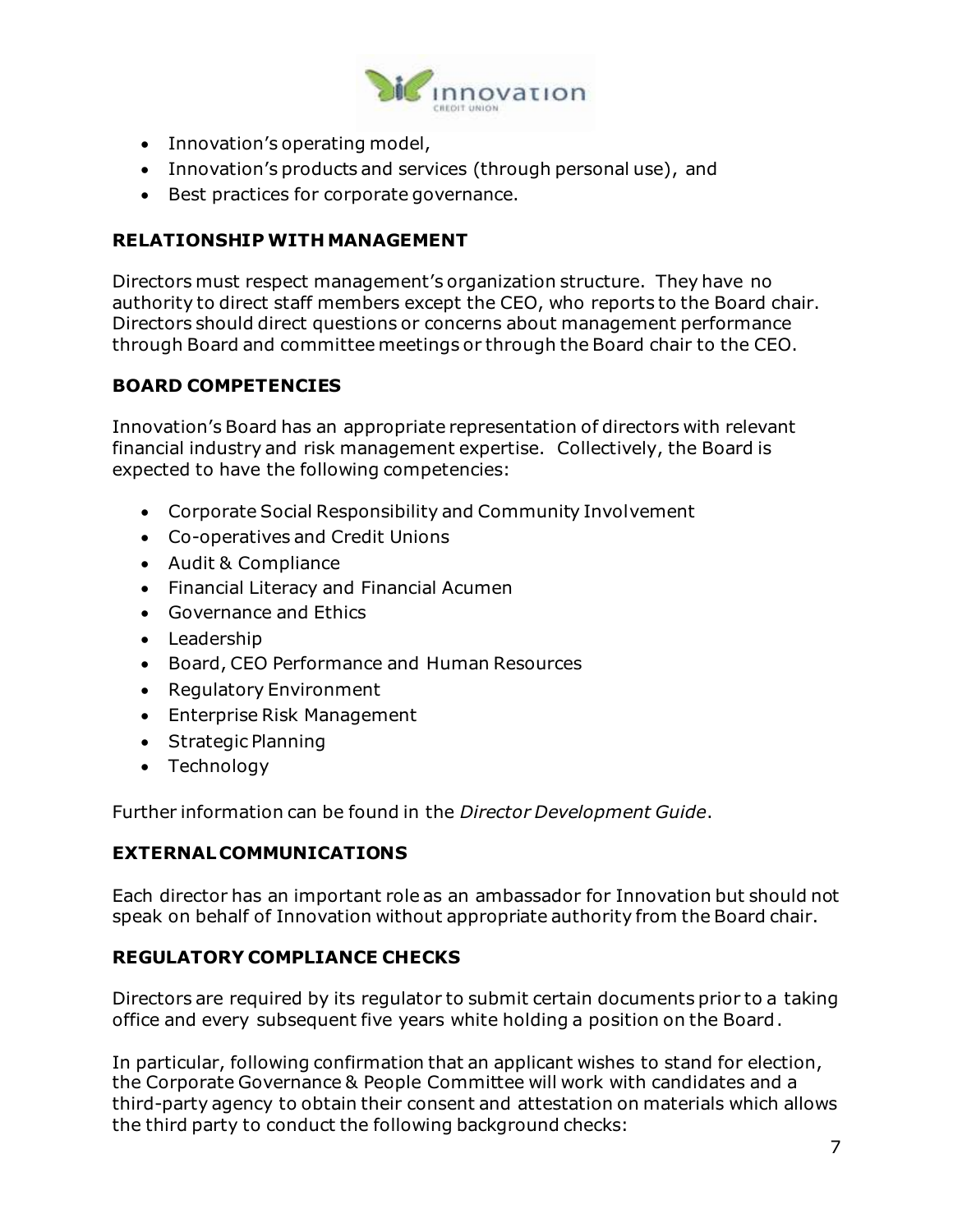- Innovation's operating model,
- Innovation's products and services (through personal use), and
- Best practices for corporate governance.

## RELATIONSHIP WITH MANAGEMENT

Directors must respect management's organization structure. They have no authority to direct staff members except the CEO, who reports to the Board chair. Directors should direct questions or concerns about management performance through Board and committee meetings or through the Board chair to the CEO.

## BOARD COMPETENCIES

Innovation's Board has an appropriate representation of directors with relevant financial industry and risk management expertise. Collectively, the Board is expected to have the following competencies:

- Corporate Social Responsibility and Community Involvement
- Co-operatives and Credit Unions
- Audit & Compliance
- Financial Literacy and Financial Acumen
- Governance and Ethics
- Leadership
- Board, CEO Performance and Human Resources
- Regulatory Environment
- Enterprise Risk Management
- Strategic Planning
- Technology

Further information can be found in the *Director Development Guide*.

## EXTERNAL COMMUNICATIONS

Each director has an important role as an ambassador for Innovation but should not speak on behalf of Innovation without appropriate authority from the Board chair.

## REGULATORY COMPLIANCE CHECKS

Directors are required by its regulator to submit certain documents prior to a taking office and every subsequent five years white holding a position on the Board.

In particular, following confirmation that an applicant wishes to stand for election, the Corporate Governance & People Committee will work with candidates and a third-party agency to obtain their consent and attestation on materials which allows the third party to conduct the following background checks: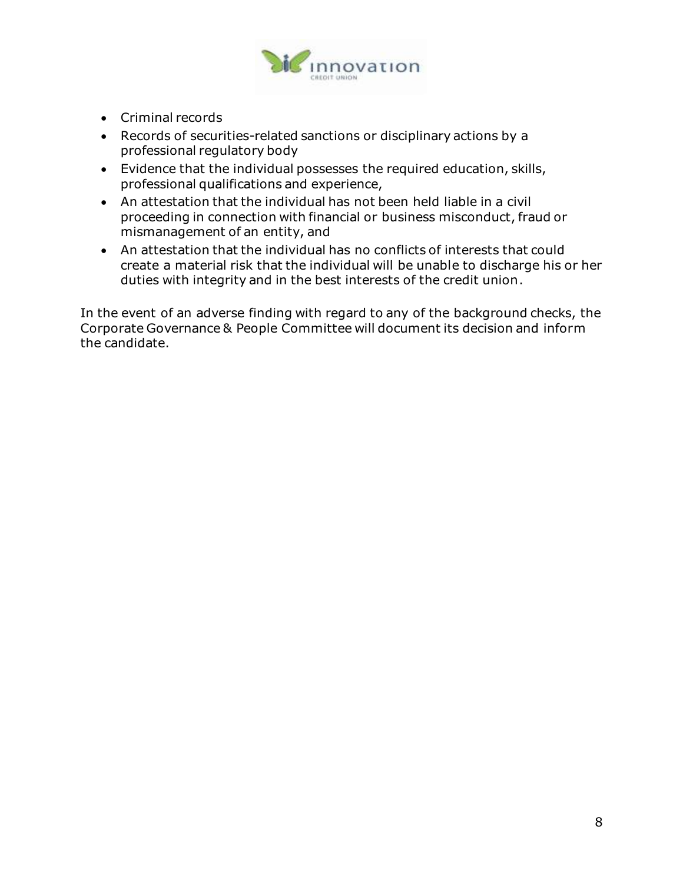- Criminal records
- Records of securities-related sanctions or disciplinary actions by a professional regulatory body
- Evidence that the individual possesses the required education, skills, professional qualifications and experience,
- An attestation that the individual has not been held liable in a civil proceeding in connection with financial or business misconduct, fraud or mismanagement of an entity, and
- An attestation that the individual has no conflicts of interests that could create a material risk that the individual will be unable to discharge his or her duties with integrity and in the best interests of the credit union.

In the event of an adverse finding with regard to any of the background checks, the Corporate Governance & People Committee will document its decision and inform the candidate.